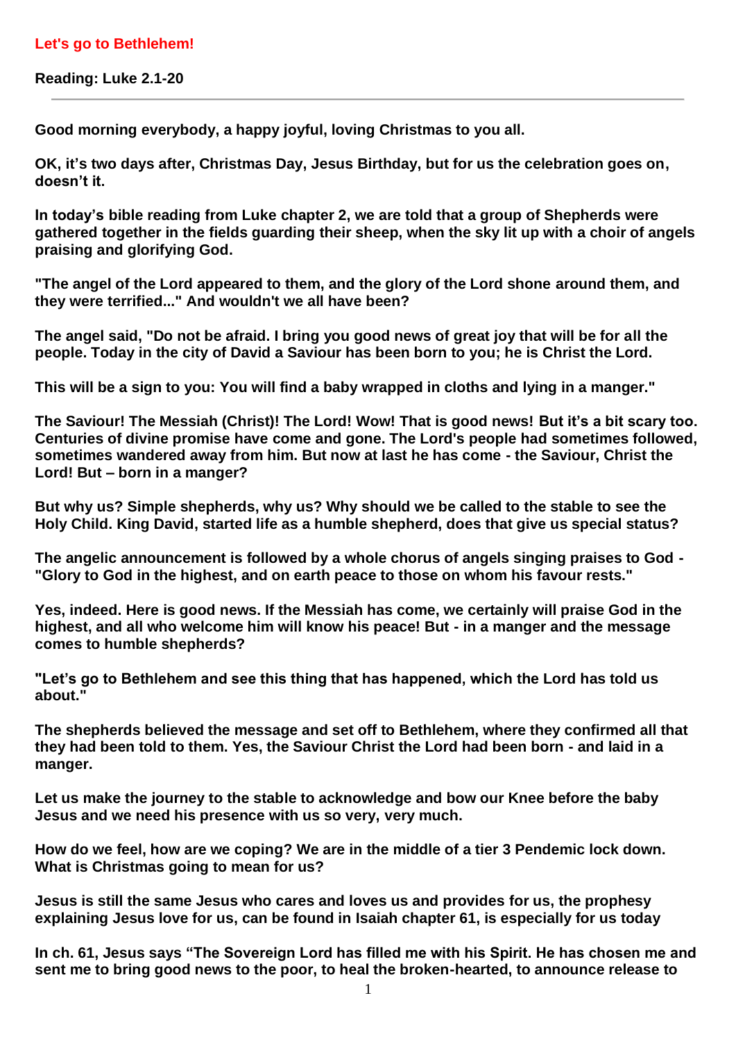# Let's go to Bethlehem!

**Reading: Luke 2.1-20**

---

**Good morning everybody, a happy joyful, loving Christmas to you all.**

**OK, it's two days after, Christmas Day, Jesus Birthday, but for us the celebration goes on, doesn't it.**

**In today's bible reading from Luke chapter 2, we are told that a group of Shepherds were gathered together in the fields guarding their sheep, when the sky lit up with a choir of angels praising and glorifying God.**

**"The angel of the Lord appeared to them, and the glory of the Lord shone around them, and they were terrified..." And wouldn't we all have been?**

**The angel said, "Do not be afraid. I bring you good news of great joy that will be for all the people. Today in the city of David a Saviour has been born to you; he is Christ the Lord.**

**This will be a sign to you: You will find a baby wrapped in cloths and lying in a manger."**

**The Saviour! The Messiah (Christ)! The Lord! Wow! That is good news! But it's a bit scary too. Centuries of divine promise have come and gone. The Lord's people had sometimes followed, sometimes wandered away from him. But now at last he has come - the Saviour, Christ the Lord! But – born in a manger?**

**But why us? Simple shepherds, why us? Why should we be called to the stable to see the Holy Child. King David, started life as a humble shepherd, does that give us special status?**

**The angelic announcement is followed by a whole chorus of angels singing praises to God - "Glory to God in the highest, and on earth peace to those on whom his favour rests."**

**Yes, indeed. Here is good news. If the Messiah has come, we certainly will praise God in the highest, and all who welcome him will know his peace! But - in a manger and the message comes to humble shepherds?**

**"Let's go to Bethlehem and see this thing that has happened, which the Lord has told us about."**

**The shepherds believed the message and set off to Bethlehem, where they confirmed all that they had been told to them. Yes, the Saviour Christ the Lord had been born - and laid in a manger.**

**Let us make the journey to the stable to acknowledge and bow our Knee before the baby Jesus and we need his presence with us so very, very much.**

**How do we feel, how are we coping? We are in the middle of a tier 3 Pendemic lock down. What is Christmas going to mean for us?**

**Jesus is still the same Jesus who cares and loves us and provides for us, the prophesy explaining Jesus love for us, can be found in Isaiah chapter 61, is especially for us today**

**In ch. 61, Jesus says "The Sovereign Lord has filled me with his Spirit. He has chosen me and sent me to bring good news to the poor, to heal the broken-hearted, to announce release to**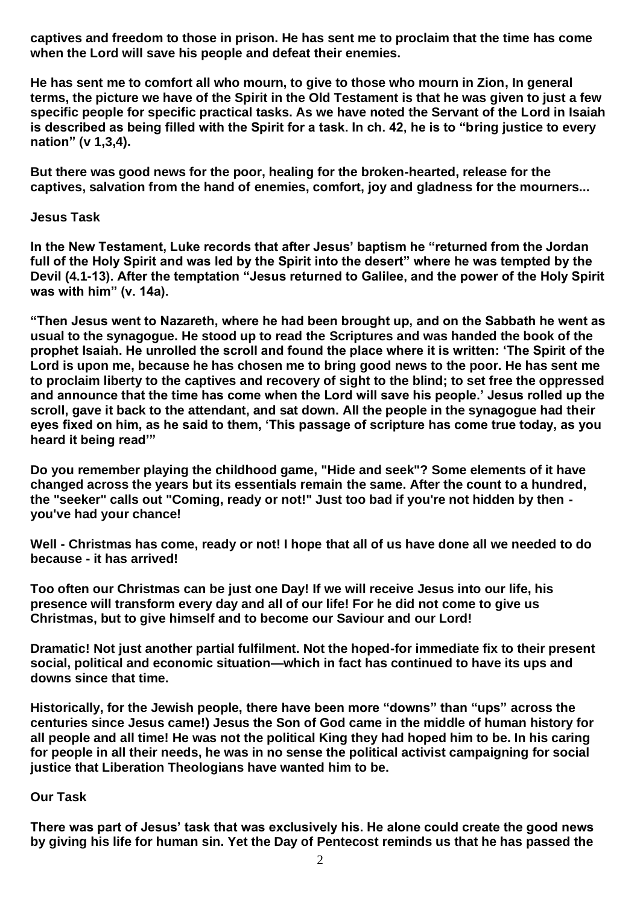**captives and freedom to those in prison. He has sent me to proclaim that the time has come when the Lord will save his people and defeat their enemies.**

**He has sent me to comfort all who mourn, to give to those who mourn in Zion, In general terms, the picture we have of the Spirit in the Old Testament is that he was given to just a few specific people for specific practical tasks. As we have noted the Servant of the Lord in Isaiah is described as being filled with the Spirit for a task. In ch. 42, he is to "bring justice to every nation" (v 1,3,4).**

**But there was good news for the poor, healing for the broken-hearted, release for the captives, salvation from the hand of enemies, comfort, joy and gladness for the mourners...**

**Jesus Task**

**In the New Testament, Luke records that after Jesus' baptism he "returned from the Jordan full of the Holy Spirit and was led by the Spirit into the desert" where he was tempted by the Devil (4.1-13). After the temptation "Jesus returned to Galilee, and the power of the Holy Spirit was with him" (v. 14a).**

**"Then Jesus went to Nazareth, where he had been brought up, and on the Sabbath he went as usual to the synagogue. He stood up to read the Scriptures and was handed the book of the prophet Isaiah. He unrolled the scroll and found the place where it is written: 'The Spirit of the Lord is upon me, because he has chosen me to bring good news to the poor. He has sent me to proclaim liberty to the captives and recovery of sight to the blind; to set free the oppressed and announce that the time has come when the Lord will save his people.' Jesus rolled up the scroll, gave it back to the attendant, and sat down. All the people in the synagogue had their eyes fixed on him, as he said to them, 'This passage of scripture has come true today, as you heard it being read'"**

**Do you remember playing the childhood game, "Hide and seek"? Some elements of it have changed across the years but its essentials remain the same. After the count to a hundred, the "seeker" calls out "Coming, ready or not!" Just too bad if you're not hidden by then - you've had your chance!**

**Well - Christmas has come, ready or not! I hope that all of us have done all we needed to do because - it has arrived!**

**Too often our Christmas can be just one Day! If we will receive Jesus into our life, his presence will transform every day and all of our life! For he did not come to give us Christmas, but to give himself and to become our Saviour and our Lord!**

**Dramatic! Not just another partial fulfilment. Not the hoped-for immediate fix to their present social, political and economic situation—which in fact has continued to have its ups and downs since that time.**

**Historically, for the Jewish people, there have been more "downs" than "ups" across the centuries since Jesus came!) Jesus the Son of God came in the middle of human history for all people and all time! He was not the political King they had hoped him to be. In his caring for people in all their needs, he was in no sense the political activist campaigning for social justice that Liberation Theologians have wanted him to be.**

**Our Task**

**There was part of Jesus' task that was exclusively his. He alone could create the good news by giving his life for human sin. Yet the Day of Pentecost reminds us that he has passed the**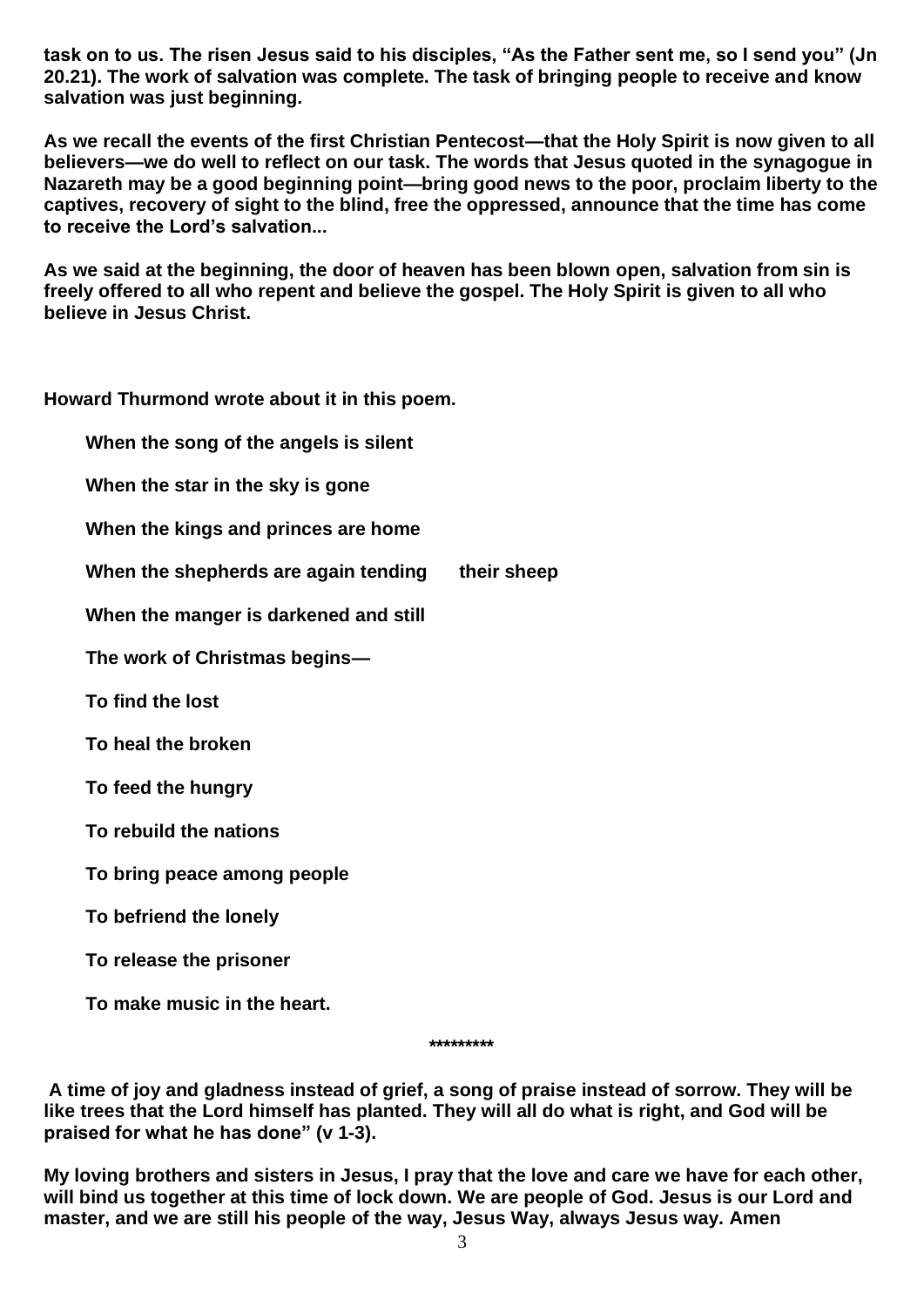**task on to us. The risen Jesus said to his disciples, "As the Father sent me, so I send you" (Jn 20.21). The work of salvation was complete. The task of bringing people to receive and know salvation was just beginning.**

**As we recall the events of the first Christian Pentecost—that the Holy Spirit is now given to all believers—we do well to reflect on our task. The words that Jesus quoted in the synagogue in Nazareth may be a good beginning point—bring good news to the poor, proclaim liberty to the captives, recovery of sight to the blind, free the oppressed, announce that the time has come to receive the Lord's salvation...**

**As we said at the beginning, the door of heaven has been blown open, salvation from sin is freely offered to all who repent and believe the gospel. The Holy Spirit is given to all who believe in Jesus Christ.**

**Howard Thurmond wrote about it in this poem.**

> **When the song of the angels is silent**
>
> **When the star in the sky is gone**
>
> **When the kings and princes are home**
>
> **When the shepherds are again tending their sheep**
>
> **When the manger is darkened and still**
>
> **The work of Christmas begins—**
>
> **To find the lost**
>
> **To heal the broken**
>
> **To feed the hungry**
>
> **To rebuild the nations**
>
> **To bring peace among people**
>
> **To befriend the lonely**
>
> **To release the prisoner**
>
> **To make music in the heart.**

**\*\*\*\*\*\*\*\*\***

**A time of joy and gladness instead of grief, a song of praise instead of sorrow. They will be like trees that the Lord himself has planted. They will all do what is right, and God will be praised for what he has done" (v 1-3).**

**My loving brothers and sisters in Jesus, I pray that the love and care we have for each other, will bind us together at this time of lock down. We are people of God. Jesus is our Lord and master, and we are still his people of the way, Jesus Way, always Jesus way. Amen**